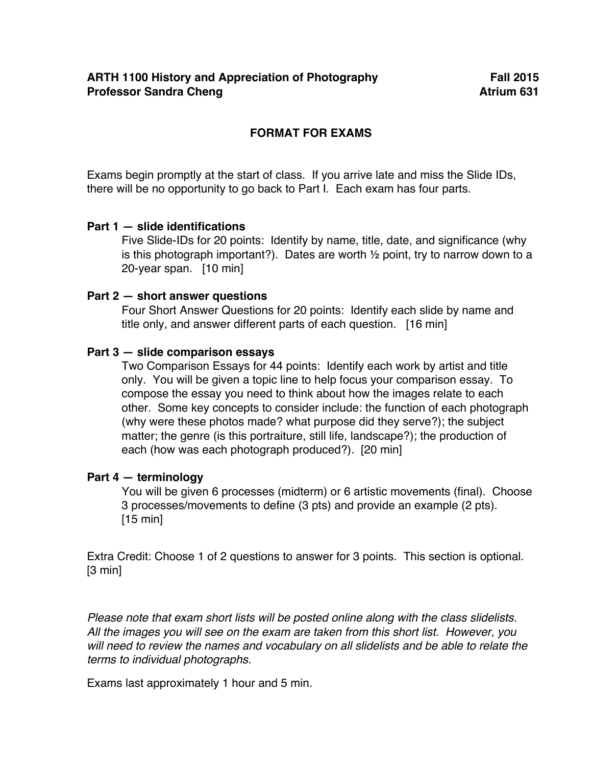**ARTH 1100 History and Appreciation of Photography** **Fall 2015**
**Professor Sandra Cheng** **Atrium 631**

# FORMAT FOR EXAMS

Exams begin promptly at the start of class. If you arrive late and miss the Slide IDs, there will be no opportunity to go back to Part I. Each exam has four parts.

**Part 1 — slide identifications**

Five Slide-IDs for 20 points: Identify by name, title, date, and significance (why is this photograph important?). Dates are worth ½ point, try to narrow down to a 20-year span. [10 min]

**Part 2 — short answer questions**

Four Short Answer Questions for 20 points: Identify each slide by name and title only, and answer different parts of each question. [16 min]

**Part 3 — slide comparison essays**

Two Comparison Essays for 44 points: Identify each work by artist and title only. You will be given a topic line to help focus your comparison essay. To compose the essay you need to think about how the images relate to each other. Some key concepts to consider include: the function of each photograph (why were these photos made? what purpose did they serve?); the subject matter; the genre (is this portraiture, still life, landscape?); the production of each (how was each photograph produced?). [20 min]

**Part 4 — terminology**

You will be given 6 processes (midterm) or 6 artistic movements (final). Choose 3 processes/movements to define (3 pts) and provide an example (2 pts). [15 min]

Extra Credit: Choose 1 of 2 questions to answer for 3 points. This section is optional. [3 min]

*Please note that exam short lists will be posted online along with the class slidelists. All the images you will see on the exam are taken from this short list. However, you will need to review the names and vocabulary on all slidelists and be able to relate the terms to individual photographs.*

Exams last approximately 1 hour and 5 min.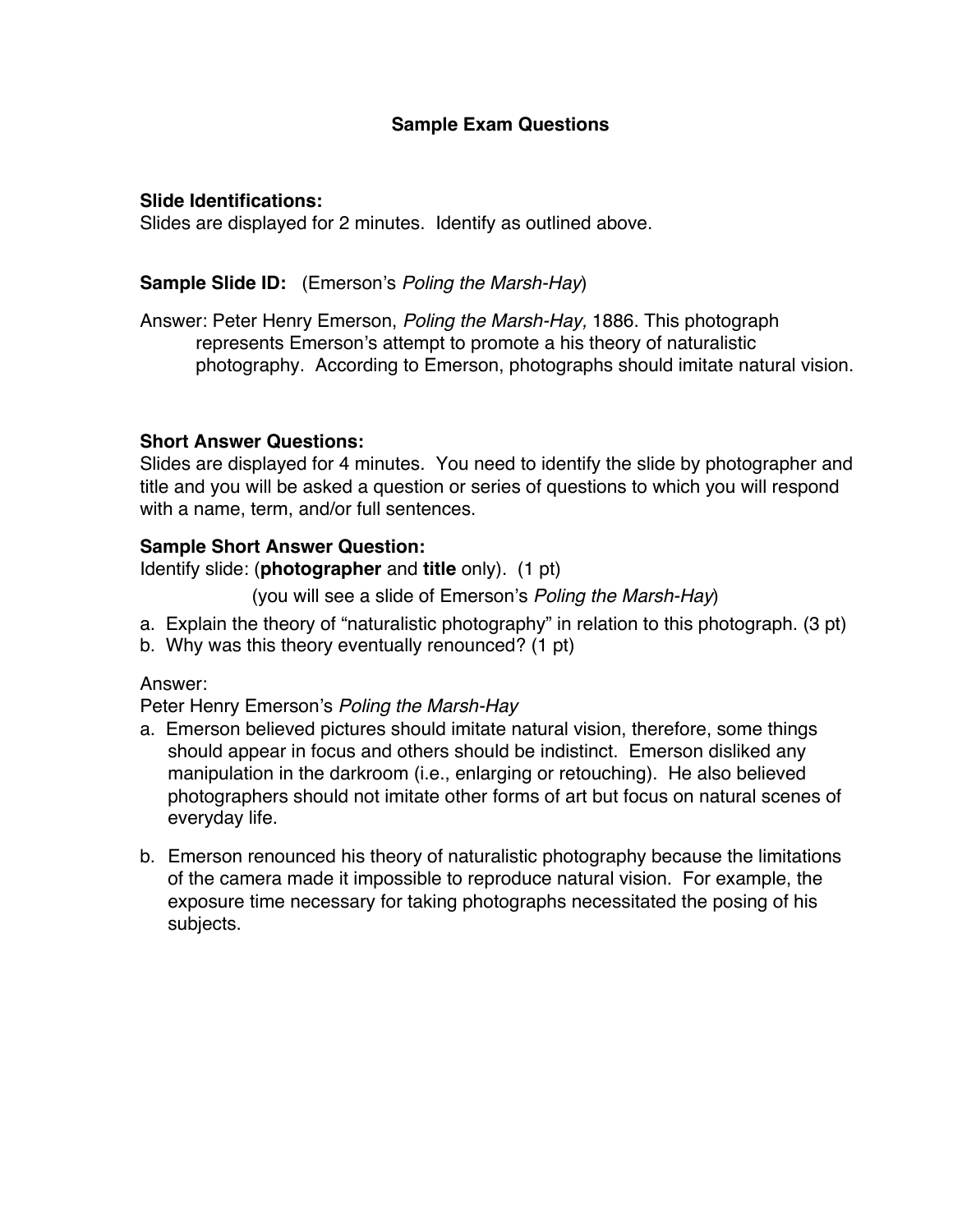## Sample Exam Questions

**Slide Identifications:**
Slides are displayed for 2 minutes. Identify as outlined above.

**Sample Slide ID:** (Emerson's *Poling the Marsh-Hay*)

Answer: Peter Henry Emerson, *Poling the Marsh-Hay,* 1886. This photograph represents Emerson's attempt to promote a his theory of naturalistic photography. According to Emerson, photographs should imitate natural vision.

**Short Answer Questions:**
Slides are displayed for 4 minutes. You need to identify the slide by photographer and title and you will be asked a question or series of questions to which you will respond with a name, term, and/or full sentences.

**Sample Short Answer Question:**
Identify slide: (**photographer** and **title** only). (1 pt)

(you will see a slide of Emerson's *Poling the Marsh-Hay*)

a. Explain the theory of "naturalistic photography" in relation to this photograph. (3 pt)
b. Why was this theory eventually renounced? (1 pt)

Answer:
Peter Henry Emerson's *Poling the Marsh-Hay*

a. Emerson believed pictures should imitate natural vision, therefore, some things should appear in focus and others should be indistinct. Emerson disliked any manipulation in the darkroom (i.e., enlarging or retouching). He also believed photographers should not imitate other forms of art but focus on natural scenes of everyday life.

b. Emerson renounced his theory of naturalistic photography because the limitations of the camera made it impossible to reproduce natural vision. For example, the exposure time necessary for taking photographs necessitated the posing of his subjects.